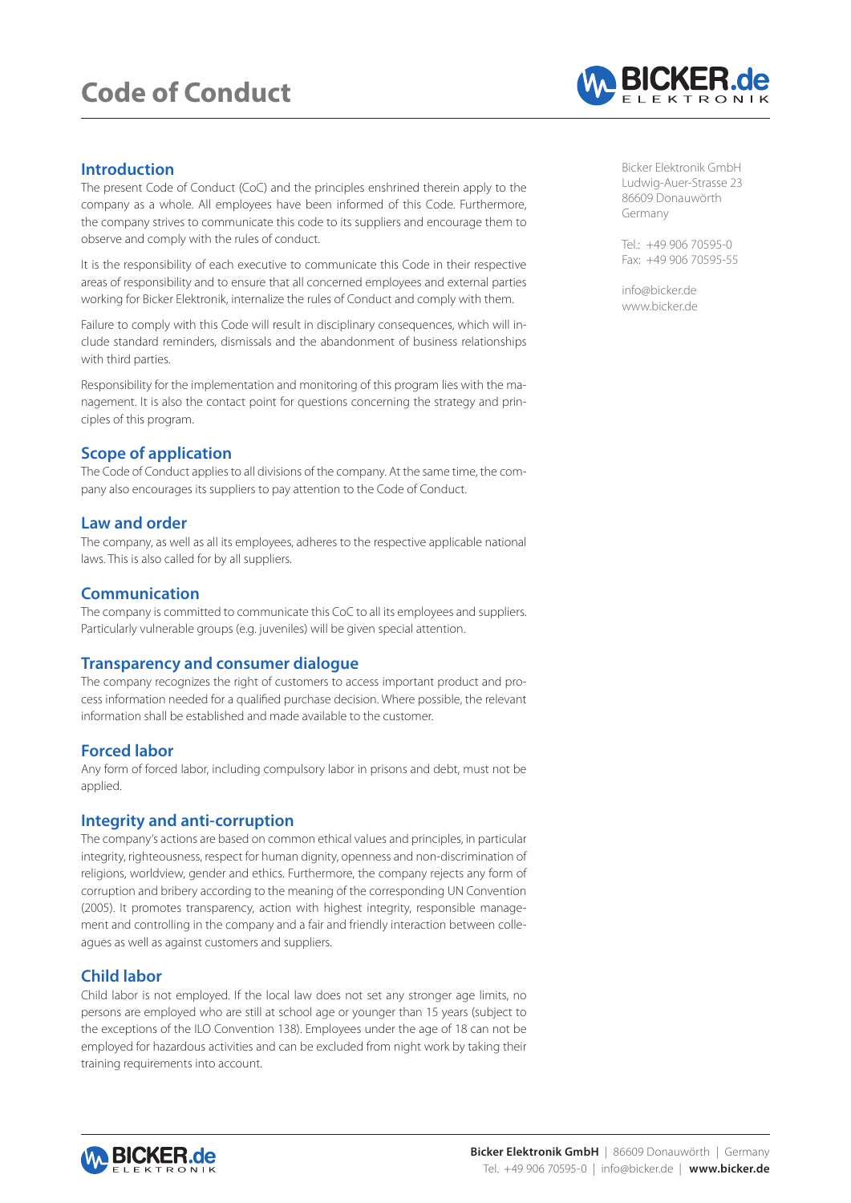# Code of Conduct

Bicker Elektronik GmbH
Ludwig-Auer-Strasse 23
86609 Donauwörth
Germany

Tel.: +49 906 70595-0
Fax: +49 906 70595-55

info@bicker.de
www.bicker.de

## Introduction

The present Code of Conduct (CoC) and the principles enshrined therein apply to the company as a whole. All employees have been informed of this Code. Furthermore, the company strives to communicate this code to its suppliers and encourage them to observe and comply with the rules of conduct.

It is the responsibility of each executive to communicate this Code in their respective areas of responsibility and to ensure that all concerned employees and external parties working for Bicker Elektronik, internalize the rules of Conduct and comply with them.

Failure to comply with this Code will result in disciplinary consequences, which will include standard reminders, dismissals and the abandonment of business relationships with third parties.

Responsibility for the implementation and monitoring of this program lies with the management. It is also the contact point for questions concerning the strategy and principles of this program.

## Scope of application

The Code of Conduct applies to all divisions of the company. At the same time, the company also encourages its suppliers to pay attention to the Code of Conduct.

## Law and order

The company, as well as all its employees, adheres to the respective applicable national laws. This is also called for by all suppliers.

## Communication

The company is committed to communicate this CoC to all its employees and suppliers. Particularly vulnerable groups (e.g. juveniles) will be given special attention.

## Transparency and consumer dialogue

The company recognizes the right of customers to access important product and process information needed for a qualified purchase decision. Where possible, the relevant information shall be established and made available to the customer.

## Forced labor

Any form of forced labor, including compulsory labor in prisons and debt, must not be applied.

## Integrity and anti-corruption

The company's actions are based on common ethical values and principles, in particular integrity, righteousness, respect for human dignity, openness and non-discrimination of religions, worldview, gender and ethics. Furthermore, the company rejects any form of corruption and bribery according to the meaning of the corresponding UN Convention (2005). It promotes transparency, action with highest integrity, responsible management and controlling in the company and a fair and friendly interaction between colleagues as well as against customers and suppliers.

## Child labor

Child labor is not employed. If the local law does not set any stronger age limits, no persons are employed who are still at school age or younger than 15 years (subject to the exceptions of the ILO Convention 138). Employees under the age of 18 can not be employed for hazardous activities and can be excluded from night work by taking their training requirements into account.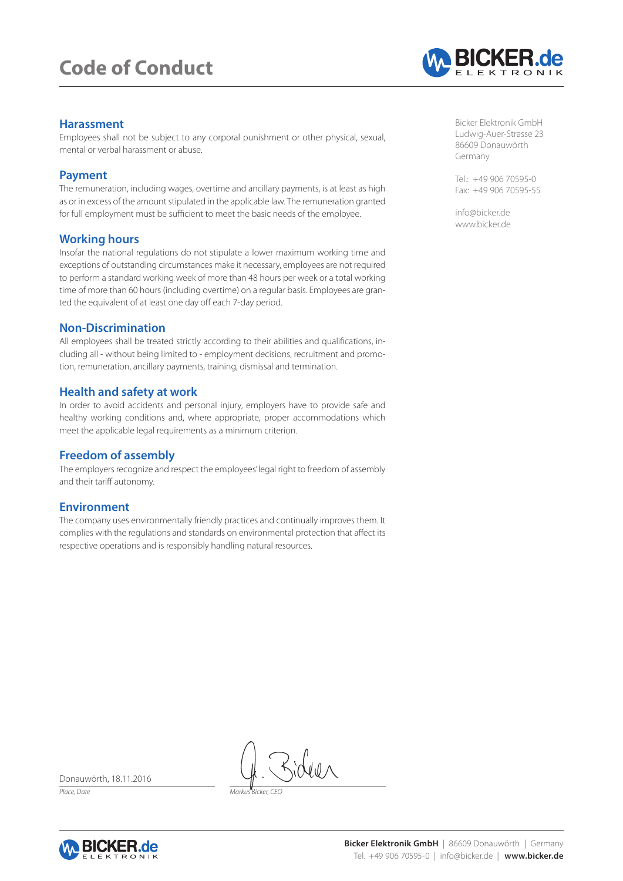# Code of Conduct

Bicker Elektronik GmbH
Ludwig-Auer-Strasse 23
86609 Donauwörth
Germany

Tel.: +49 906 70595-0
Fax: +49 906 70595-55

info@bicker.de
www.bicker.de

## Harassment

Employees shall not be subject to any corporal punishment or other physical, sexual, mental or verbal harassment or abuse.

## Payment

The remuneration, including wages, overtime and ancillary payments, is at least as high as or in excess of the amount stipulated in the applicable law. The remuneration granted for full employment must be sufficient to meet the basic needs of the employee.

## Working hours

Insofar the national regulations do not stipulate a lower maximum working time and exceptions of outstanding circumstances make it necessary, employees are not required to perform a standard working week of more than 48 hours per week or a total working time of more than 60 hours (including overtime) on a regular basis. Employees are granted the equivalent of at least one day off each 7-day period.

## Non-Discrimination

All employees shall be treated strictly according to their abilities and qualifications, including all - without being limited to - employment decisions, recruitment and promotion, remuneration, ancillary payments, training, dismissal and termination.

## Health and safety at work

In order to avoid accidents and personal injury, employers have to provide safe and healthy working conditions and, where appropriate, proper accommodations which meet the applicable legal requirements as a minimum criterion.

## Freedom of assembly

The employers recognize and respect the employees' legal right to freedom of assembly and their tariff autonomy.

## Environment

The company uses environmentally friendly practices and continually improves them. It complies with the regulations and standards on environmental protection that affect its respective operations and is responsibly handling natural resources.

Donauwörth, 18.11.2016

*Place, Date*

*Markus Bicker, CEO*